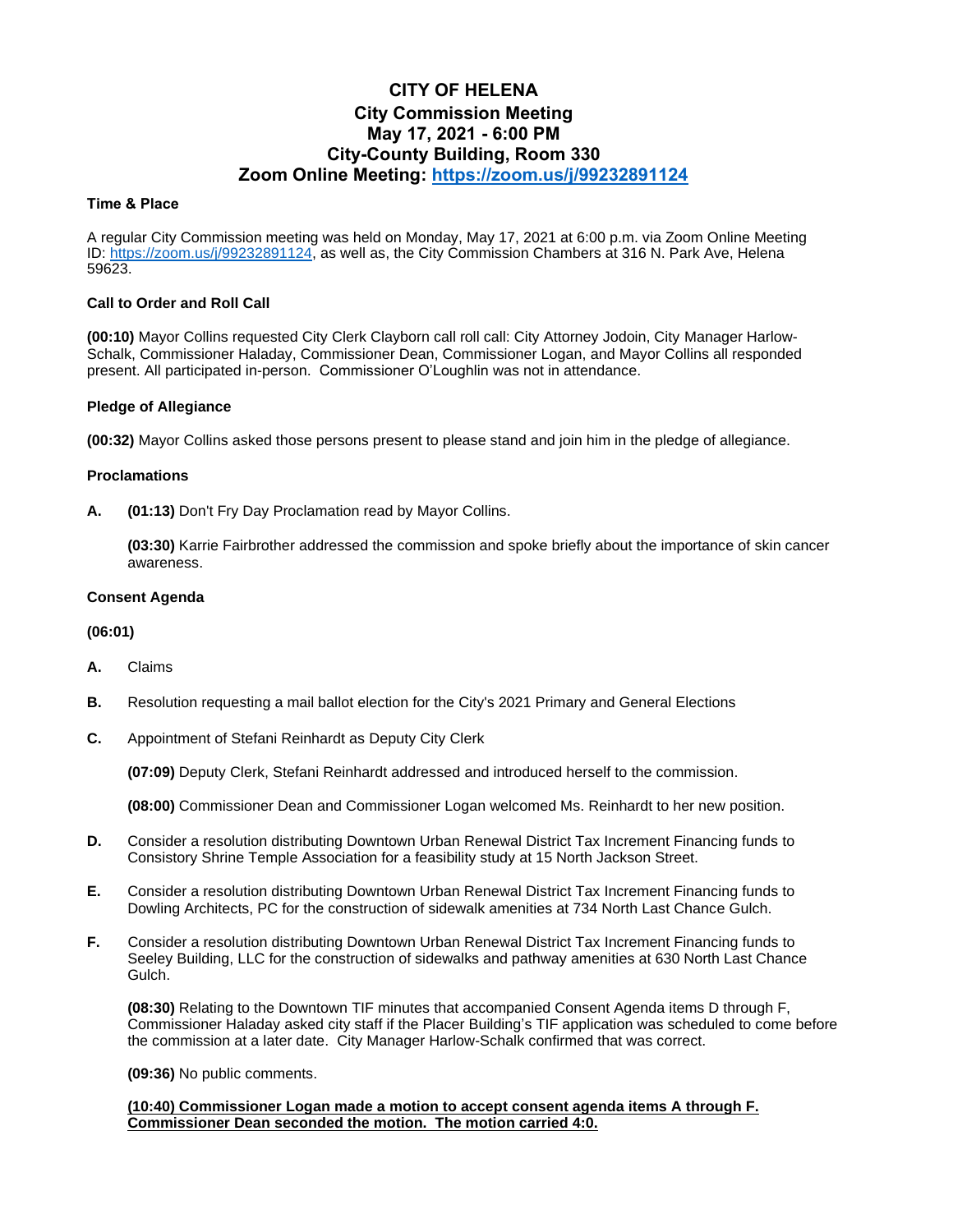# CITY OF HELENA
## City Commission Meeting
## May 17, 2021 - 6:00 PM
## City-County Building, Room 330
## Zoom Online Meeting: https://zoom.us/j/99232891124

### Time & Place

A regular City Commission meeting was held on Monday, May 17, 2021 at 6:00 p.m. via Zoom Online Meeting ID: https://zoom.us/j/99232891124, as well as, the City Commission Chambers at 316 N. Park Ave, Helena 59623.

### Call to Order and Roll Call

**(00:10)** Mayor Collins requested City Clerk Clayborn call roll call: City Attorney Jodoin, City Manager Harlow-Schalk, Commissioner Haladay, Commissioner Dean, Commissioner Logan, and Mayor Collins all responded present. All participated in-person. Commissioner O'Loughlin was not in attendance.

### Pledge of Allegiance

**(00:32)** Mayor Collins asked those persons present to please stand and join him in the pledge of allegiance.

### Proclamations

**A.** **(01:13)** Don't Fry Day Proclamation read by Mayor Collins.

**(03:30)** Karrie Fairbrother addressed the commission and spoke briefly about the importance of skin cancer awareness.

### Consent Agenda

**(06:01)**

**A.** Claims

**B.** Resolution requesting a mail ballot election for the City's 2021 Primary and General Elections

**C.** Appointment of Stefani Reinhardt as Deputy City Clerk

**(07:09)** Deputy Clerk, Stefani Reinhardt addressed and introduced herself to the commission.

**(08:00)** Commissioner Dean and Commissioner Logan welcomed Ms. Reinhardt to her new position.

**D.** Consider a resolution distributing Downtown Urban Renewal District Tax Increment Financing funds to Consistory Shrine Temple Association for a feasibility study at 15 North Jackson Street.

**E.** Consider a resolution distributing Downtown Urban Renewal District Tax Increment Financing funds to Dowling Architects, PC for the construction of sidewalk amenities at 734 North Last Chance Gulch.

**F.** Consider a resolution distributing Downtown Urban Renewal District Tax Increment Financing funds to Seeley Building, LLC for the construction of sidewalks and pathway amenities at 630 North Last Chance Gulch.

**(08:30)** Relating to the Downtown TIF minutes that accompanied Consent Agenda items D through F, Commissioner Haladay asked city staff if the Placer Building's TIF application was scheduled to come before the commission at a later date. City Manager Harlow-Schalk confirmed that was correct.

**(09:36)** No public comments.

**(10:40) Commissioner Logan made a motion to accept consent agenda items A through F. Commissioner Dean seconded the motion. The motion carried 4:0.**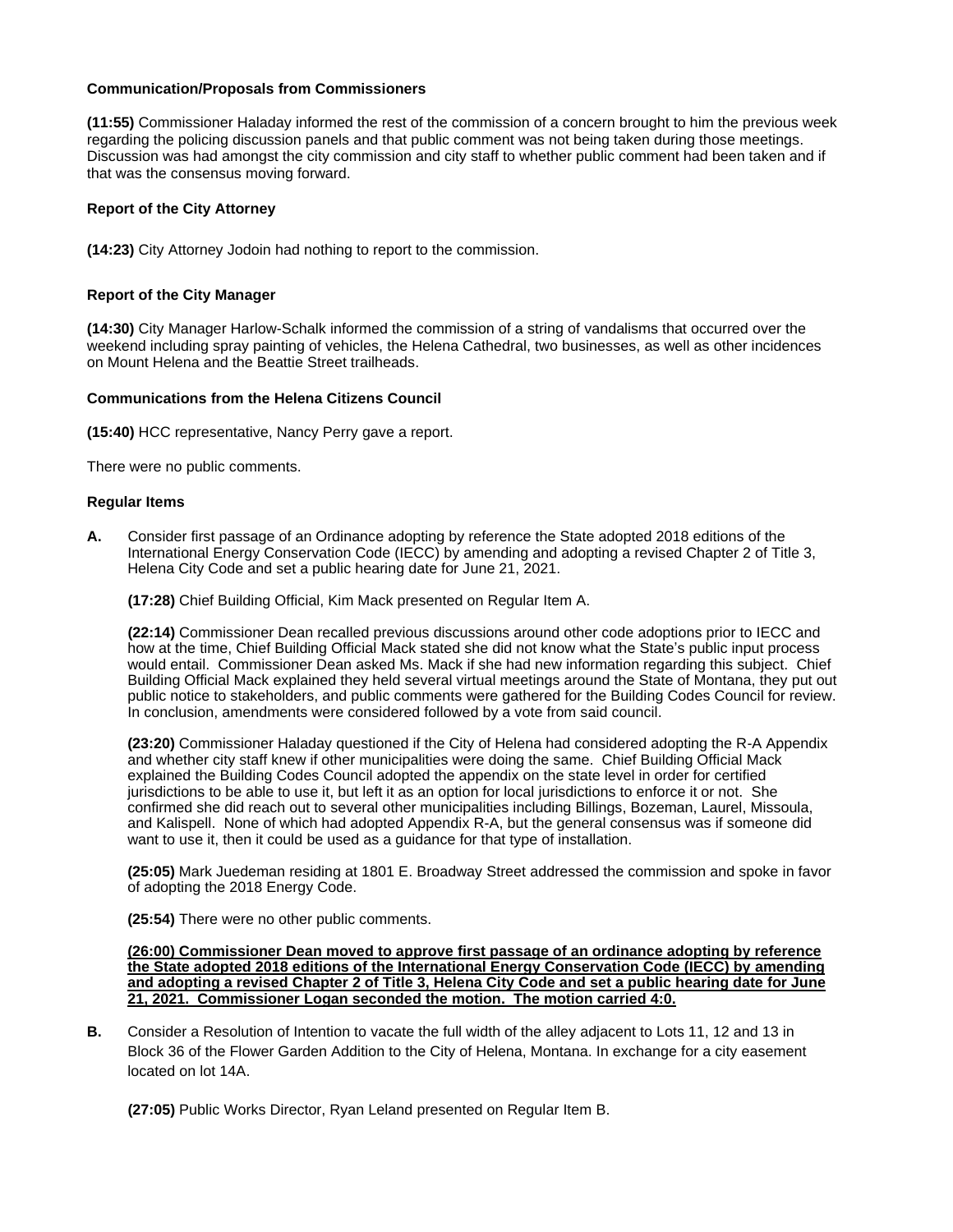**Communication/Proposals from Commissioners**

**(11:55)** Commissioner Haladay informed the rest of the commission of a concern brought to him the previous week regarding the policing discussion panels and that public comment was not being taken during those meetings. Discussion was had amongst the city commission and city staff to whether public comment had been taken and if that was the consensus moving forward.

**Report of the City Attorney**

**(14:23)** City Attorney Jodoin had nothing to report to the commission.

**Report of the City Manager**

**(14:30)** City Manager Harlow-Schalk informed the commission of a string of vandalisms that occurred over the weekend including spray painting of vehicles, the Helena Cathedral, two businesses, as well as other incidences on Mount Helena and the Beattie Street trailheads.

**Communications from the Helena Citizens Council**

**(15:40)** HCC representative, Nancy Perry gave a report.

There were no public comments.

**Regular Items**

**A.** Consider first passage of an Ordinance adopting by reference the State adopted 2018 editions of the International Energy Conservation Code (IECC) by amending and adopting a revised Chapter 2 of Title 3, Helena City Code and set a public hearing date for June 21, 2021.

**(17:28)** Chief Building Official, Kim Mack presented on Regular Item A.

**(22:14)** Commissioner Dean recalled previous discussions around other code adoptions prior to IECC and how at the time, Chief Building Official Mack stated she did not know what the State's public input process would entail. Commissioner Dean asked Ms. Mack if she had new information regarding this subject. Chief Building Official Mack explained they held several virtual meetings around the State of Montana, they put out public notice to stakeholders, and public comments were gathered for the Building Codes Council for review. In conclusion, amendments were considered followed by a vote from said council.

**(23:20)** Commissioner Haladay questioned if the City of Helena had considered adopting the R-A Appendix and whether city staff knew if other municipalities were doing the same. Chief Building Official Mack explained the Building Codes Council adopted the appendix on the state level in order for certified jurisdictions to be able to use it, but left it as an option for local jurisdictions to enforce it or not. She confirmed she did reach out to several other municipalities including Billings, Bozeman, Laurel, Missoula, and Kalispell. None of which had adopted Appendix R-A, but the general consensus was if someone did want to use it, then it could be used as a guidance for that type of installation.

**(25:05)** Mark Juedeman residing at 1801 E. Broadway Street addressed the commission and spoke in favor of adopting the 2018 Energy Code.

**(25:54)** There were no other public comments.

**(26:00) Commissioner Dean moved to approve first passage of an ordinance adopting by reference the State adopted 2018 editions of the International Energy Conservation Code (IECC) by amending and adopting a revised Chapter 2 of Title 3, Helena City Code and set a public hearing date for June 21, 2021. Commissioner Logan seconded the motion. The motion carried 4:0.**

**B.** Consider a Resolution of Intention to vacate the full width of the alley adjacent to Lots 11, 12 and 13 in Block 36 of the Flower Garden Addition to the City of Helena, Montana. In exchange for a city easement located on lot 14A.

**(27:05)** Public Works Director, Ryan Leland presented on Regular Item B.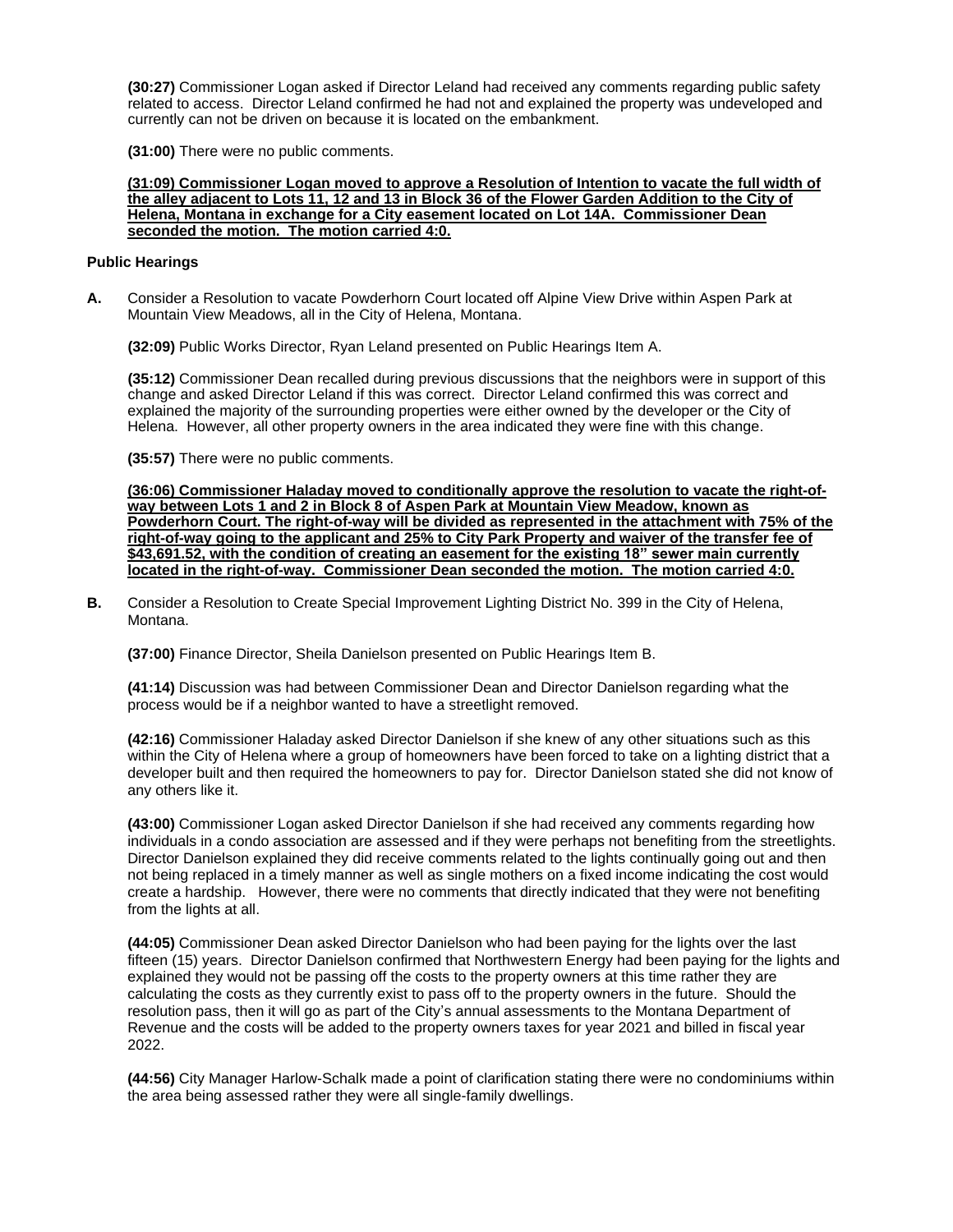**(30:27)** Commissioner Logan asked if Director Leland had received any comments regarding public safety related to access. Director Leland confirmed he had not and explained the property was undeveloped and currently can not be driven on because it is located on the embankment.

**(31:00)** There were no public comments.

**(31:09) Commissioner Logan moved to approve a Resolution of Intention to vacate the full width of the alley adjacent to Lots 11, 12 and 13 in Block 36 of the Flower Garden Addition to the City of Helena, Montana in exchange for a City easement located on Lot 14A. Commissioner Dean seconded the motion. The motion carried 4:0.**

**Public Hearings**

**A.** Consider a Resolution to vacate Powderhorn Court located off Alpine View Drive within Aspen Park at Mountain View Meadows, all in the City of Helena, Montana.

**(32:09)** Public Works Director, Ryan Leland presented on Public Hearings Item A.

**(35:12)** Commissioner Dean recalled during previous discussions that the neighbors were in support of this change and asked Director Leland if this was correct. Director Leland confirmed this was correct and explained the majority of the surrounding properties were either owned by the developer or the City of Helena. However, all other property owners in the area indicated they were fine with this change.

**(35:57)** There were no public comments.

**(36:06) Commissioner Haladay moved to conditionally approve the resolution to vacate the right-of-way between Lots 1 and 2 in Block 8 of Aspen Park at Mountain View Meadow, known as Powderhorn Court. The right-of-way will be divided as represented in the attachment with 75% of the right-of-way going to the applicant and 25% to City Park Property and waiver of the transfer fee of $43,691.52, with the condition of creating an easement for the existing 18" sewer main currently located in the right-of-way. Commissioner Dean seconded the motion. The motion carried 4:0.**

**B.** Consider a Resolution to Create Special Improvement Lighting District No. 399 in the City of Helena, Montana.

**(37:00)** Finance Director, Sheila Danielson presented on Public Hearings Item B.

**(41:14)** Discussion was had between Commissioner Dean and Director Danielson regarding what the process would be if a neighbor wanted to have a streetlight removed.

**(42:16)** Commissioner Haladay asked Director Danielson if she knew of any other situations such as this within the City of Helena where a group of homeowners have been forced to take on a lighting district that a developer built and then required the homeowners to pay for. Director Danielson stated she did not know of any others like it.

**(43:00)** Commissioner Logan asked Director Danielson if she had received any comments regarding how individuals in a condo association are assessed and if they were perhaps not benefiting from the streetlights. Director Danielson explained they did receive comments related to the lights continually going out and then not being replaced in a timely manner as well as single mothers on a fixed income indicating the cost would create a hardship. However, there were no comments that directly indicated that they were not benefiting from the lights at all.

**(44:05)** Commissioner Dean asked Director Danielson who had been paying for the lights over the last fifteen (15) years. Director Danielson confirmed that Northwestern Energy had been paying for the lights and explained they would not be passing off the costs to the property owners at this time rather they are calculating the costs as they currently exist to pass off to the property owners in the future. Should the resolution pass, then it will go as part of the City's annual assessments to the Montana Department of Revenue and the costs will be added to the property owners taxes for year 2021 and billed in fiscal year 2022.

**(44:56)** City Manager Harlow-Schalk made a point of clarification stating there were no condominiums within the area being assessed rather they were all single-family dwellings.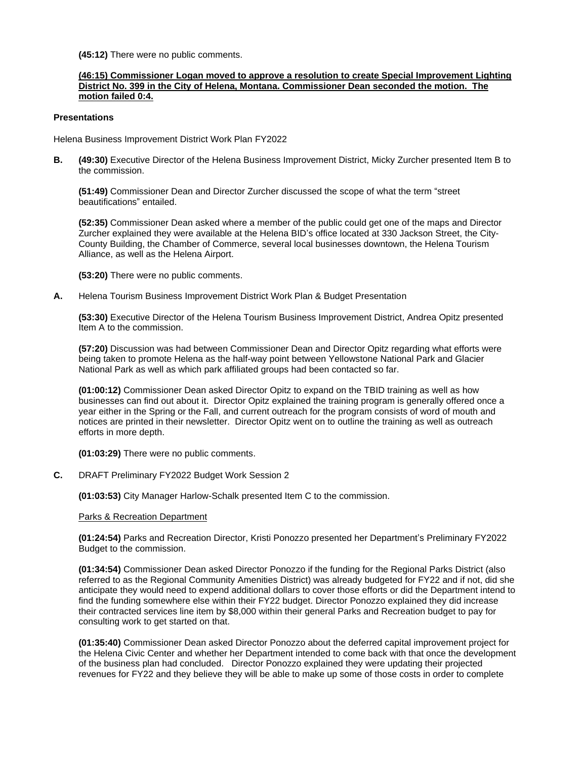**(45:12)** There were no public comments.

**(46:15) Commissioner Logan moved to approve a resolution to create Special Improvement Lighting District No. 399 in the City of Helena, Montana. Commissioner Dean seconded the motion. The motion failed 0:4.**

**Presentations**

Helena Business Improvement District Work Plan FY2022

**B.** **(49:30)** Executive Director of the Helena Business Improvement District, Micky Zurcher presented Item B to the commission.

**(51:49)** Commissioner Dean and Director Zurcher discussed the scope of what the term "street beautifications" entailed.

**(52:35)** Commissioner Dean asked where a member of the public could get one of the maps and Director Zurcher explained they were available at the Helena BID's office located at 330 Jackson Street, the City-County Building, the Chamber of Commerce, several local businesses downtown, the Helena Tourism Alliance, as well as the Helena Airport.

**(53:20)** There were no public comments.

**A.** Helena Tourism Business Improvement District Work Plan & Budget Presentation

**(53:30)** Executive Director of the Helena Tourism Business Improvement District, Andrea Opitz presented Item A to the commission.

**(57:20)** Discussion was had between Commissioner Dean and Director Opitz regarding what efforts were being taken to promote Helena as the half-way point between Yellowstone National Park and Glacier National Park as well as which park affiliated groups had been contacted so far.

**(01:00:12)** Commissioner Dean asked Director Opitz to expand on the TBID training as well as how businesses can find out about it. Director Opitz explained the training program is generally offered once a year either in the Spring or the Fall, and current outreach for the program consists of word of mouth and notices are printed in their newsletter. Director Opitz went on to outline the training as well as outreach efforts in more depth.

**(01:03:29)** There were no public comments.

**C.** DRAFT Preliminary FY2022 Budget Work Session 2

**(01:03:53)** City Manager Harlow-Schalk presented Item C to the commission.

Parks & Recreation Department

**(01:24:54)** Parks and Recreation Director, Kristi Ponozzo presented her Department's Preliminary FY2022 Budget to the commission.

**(01:34:54)** Commissioner Dean asked Director Ponozzo if the funding for the Regional Parks District (also referred to as the Regional Community Amenities District) was already budgeted for FY22 and if not, did she anticipate they would need to expend additional dollars to cover those efforts or did the Department intend to find the funding somewhere else within their FY22 budget. Director Ponozzo explained they did increase their contracted services line item by $8,000 within their general Parks and Recreation budget to pay for consulting work to get started on that.

**(01:35:40)** Commissioner Dean asked Director Ponozzo about the deferred capital improvement project for the Helena Civic Center and whether her Department intended to come back with that once the development of the business plan had concluded. Director Ponozzo explained they were updating their projected revenues for FY22 and they believe they will be able to make up some of those costs in order to complete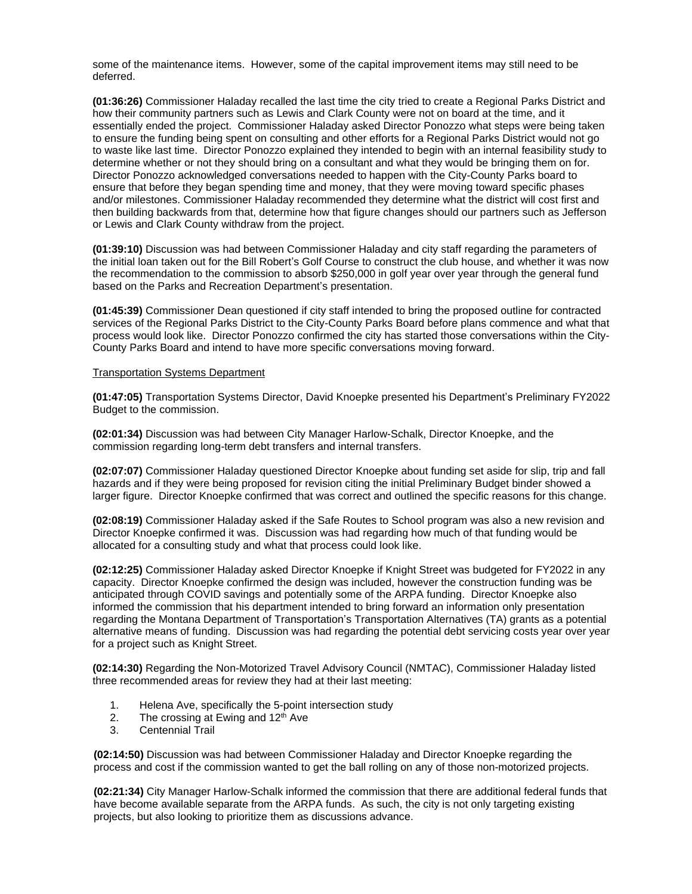some of the maintenance items. However, some of the capital improvement items may still need to be deferred.

**(01:36:26)** Commissioner Haladay recalled the last time the city tried to create a Regional Parks District and how their community partners such as Lewis and Clark County were not on board at the time, and it essentially ended the project. Commissioner Haladay asked Director Ponozzo what steps were being taken to ensure the funding being spent on consulting and other efforts for a Regional Parks District would not go to waste like last time. Director Ponozzo explained they intended to begin with an internal feasibility study to determine whether or not they should bring on a consultant and what they would be bringing them on for. Director Ponozzo acknowledged conversations needed to happen with the City-County Parks board to ensure that before they began spending time and money, that they were moving toward specific phases and/or milestones. Commissioner Haladay recommended they determine what the district will cost first and then building backwards from that, determine how that figure changes should our partners such as Jefferson or Lewis and Clark County withdraw from the project.

**(01:39:10)** Discussion was had between Commissioner Haladay and city staff regarding the parameters of the initial loan taken out for the Bill Robert's Golf Course to construct the club house, and whether it was now the recommendation to the commission to absorb $250,000 in golf year over year through the general fund based on the Parks and Recreation Department's presentation.

**(01:45:39)** Commissioner Dean questioned if city staff intended to bring the proposed outline for contracted services of the Regional Parks District to the City-County Parks Board before plans commence and what that process would look like. Director Ponozzo confirmed the city has started those conversations within the City-County Parks Board and intend to have more specific conversations moving forward.

<u>Transportation Systems Department</u>

**(01:47:05)** Transportation Systems Director, David Knoepke presented his Department's Preliminary FY2022 Budget to the commission.

**(02:01:34)** Discussion was had between City Manager Harlow-Schalk, Director Knoepke, and the commission regarding long-term debt transfers and internal transfers.

**(02:07:07)** Commissioner Haladay questioned Director Knoepke about funding set aside for slip, trip and fall hazards and if they were being proposed for revision citing the initial Preliminary Budget binder showed a larger figure. Director Knoepke confirmed that was correct and outlined the specific reasons for this change.

**(02:08:19)** Commissioner Haladay asked if the Safe Routes to School program was also a new revision and Director Knoepke confirmed it was. Discussion was had regarding how much of that funding would be allocated for a consulting study and what that process could look like.

**(02:12:25)** Commissioner Haladay asked Director Knoepke if Knight Street was budgeted for FY2022 in any capacity. Director Knoepke confirmed the design was included, however the construction funding was be anticipated through COVID savings and potentially some of the ARPA funding. Director Knoepke also informed the commission that his department intended to bring forward an information only presentation regarding the Montana Department of Transportation's Transportation Alternatives (TA) grants as a potential alternative means of funding. Discussion was had regarding the potential debt servicing costs year over year for a project such as Knight Street.

**(02:14:30)** Regarding the Non-Motorized Travel Advisory Council (NMTAC), Commissioner Haladay listed three recommended areas for review they had at their last meeting:

1. Helena Ave, specifically the 5-point intersection study
2. The crossing at Ewing and 12th Ave
3. Centennial Trail

**(02:14:50)** Discussion was had between Commissioner Haladay and Director Knoepke regarding the process and cost if the commission wanted to get the ball rolling on any of those non-motorized projects.

**(02:21:34)** City Manager Harlow-Schalk informed the commission that there are additional federal funds that have become available separate from the ARPA funds. As such, the city is not only targeting existing projects, but also looking to prioritize them as discussions advance.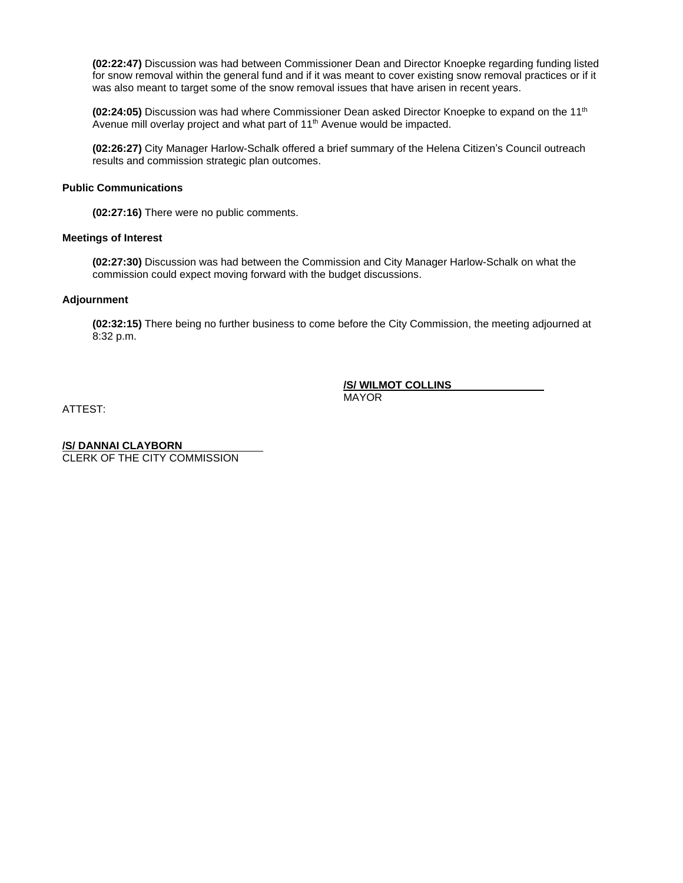**(02:22:47)** Discussion was had between Commissioner Dean and Director Knoepke regarding funding listed for snow removal within the general fund and if it was meant to cover existing snow removal practices or if it was also meant to target some of the snow removal issues that have arisen in recent years.

**(02:24:05)** Discussion was had where Commissioner Dean asked Director Knoepke to expand on the 11th Avenue mill overlay project and what part of 11th Avenue would be impacted.

**(02:26:27)** City Manager Harlow-Schalk offered a brief summary of the Helena Citizen's Council outreach results and commission strategic plan outcomes.

**Public Communications**

**(02:27:16)** There were no public comments.

**Meetings of Interest**

**(02:27:30)** Discussion was had between the Commission and City Manager Harlow-Schalk on what the commission could expect moving forward with the budget discussions.

**Adjournment**

**(02:32:15)** There being no further business to come before the City Commission, the meeting adjourned at 8:32 p.m.

**/S/ WILMOT COLLINS**
MAYOR

ATTEST:

**/S/ DANNAI CLAYBORN**
CLERK OF THE CITY COMMISSION